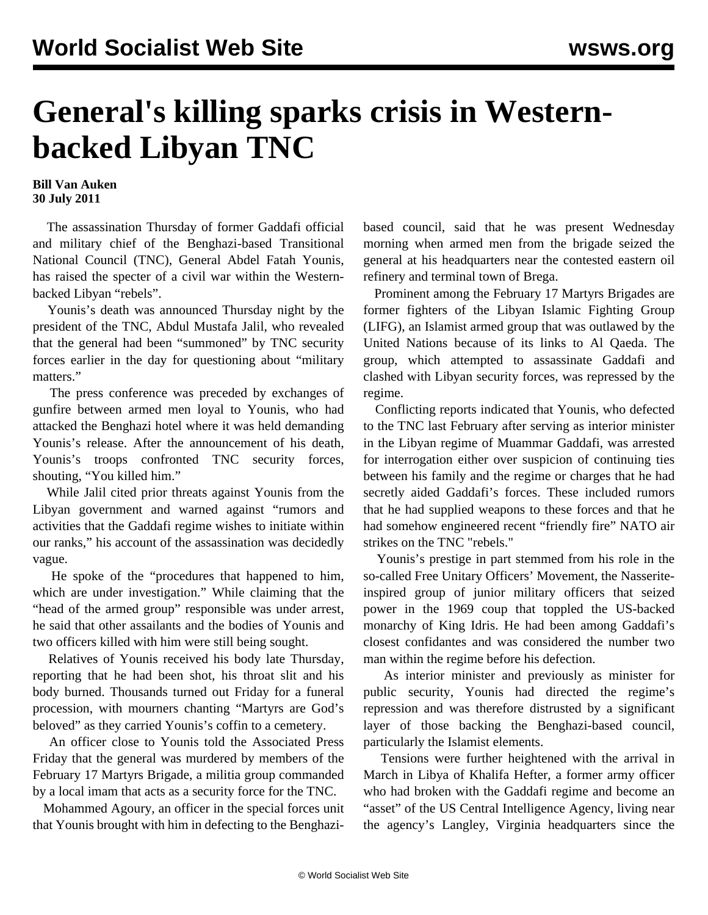# General's killing sparks crisis in Western-backed Libyan TNC

**Bill Van Auken**
**30 July 2011**

The assassination Thursday of former Gaddafi official and military chief of the Benghazi-based Transitional National Council (TNC), General Abdel Fatah Younis, has raised the specter of a civil war within the Western-backed Libyan "rebels".

Younis's death was announced Thursday night by the president of the TNC, Abdul Mustafa Jalil, who revealed that the general had been "summoned" by TNC security forces earlier in the day for questioning about "military matters."

The press conference was preceded by exchanges of gunfire between armed men loyal to Younis, who had attacked the Benghazi hotel where it was held demanding Younis's release. After the announcement of his death, Younis's troops confronted TNC security forces, shouting, "You killed him."

While Jalil cited prior threats against Younis from the Libyan government and warned against "rumors and activities that the Gaddafi regime wishes to initiate within our ranks," his account of the assassination was decidedly vague.

He spoke of the "procedures that happened to him, which are under investigation." While claiming that the "head of the armed group" responsible was under arrest, he said that other assailants and the bodies of Younis and two officers killed with him were still being sought.

Relatives of Younis received his body late Thursday, reporting that he had been shot, his throat slit and his body burned. Thousands turned out Friday for a funeral procession, with mourners chanting "Martyrs are God's beloved" as they carried Younis's coffin to a cemetery.

An officer close to Younis told the Associated Press Friday that the general was murdered by members of the February 17 Martyrs Brigade, a militia group commanded by a local imam that acts as a security force for the TNC.

Mohammed Agoury, an officer in the special forces unit that Younis brought with him in defecting to the Benghazi-based council, said that he was present Wednesday morning when armed men from the brigade seized the general at his headquarters near the contested eastern oil refinery and terminal town of Brega.

Prominent among the February 17 Martyrs Brigades are former fighters of the Libyan Islamic Fighting Group (LIFG), an Islamist armed group that was outlawed by the United Nations because of its links to Al Qaeda. The group, which attempted to assassinate Gaddafi and clashed with Libyan security forces, was repressed by the regime.

Conflicting reports indicated that Younis, who defected to the TNC last February after serving as interior minister in the Libyan regime of Muammar Gaddafi, was arrested for interrogation either over suspicion of continuing ties between his family and the regime or charges that he had secretly aided Gaddafi's forces. These included rumors that he had supplied weapons to these forces and that he had somehow engineered recent "friendly fire" NATO air strikes on the TNC "rebels."

Younis's prestige in part stemmed from his role in the so-called Free Unitary Officers' Movement, the Nasserite-inspired group of junior military officers that seized power in the 1969 coup that toppled the US-backed monarchy of King Idris. He had been among Gaddafi's closest confidantes and was considered the number two man within the regime before his defection.

As interior minister and previously as minister for public security, Younis had directed the regime's repression and was therefore distrusted by a significant layer of those backing the Benghazi-based council, particularly the Islamist elements.

Tensions were further heightened with the arrival in March in Libya of Khalifa Hefter, a former army officer who had broken with the Gaddafi regime and become an "asset" of the US Central Intelligence Agency, living near the agency's Langley, Virginia headquarters since the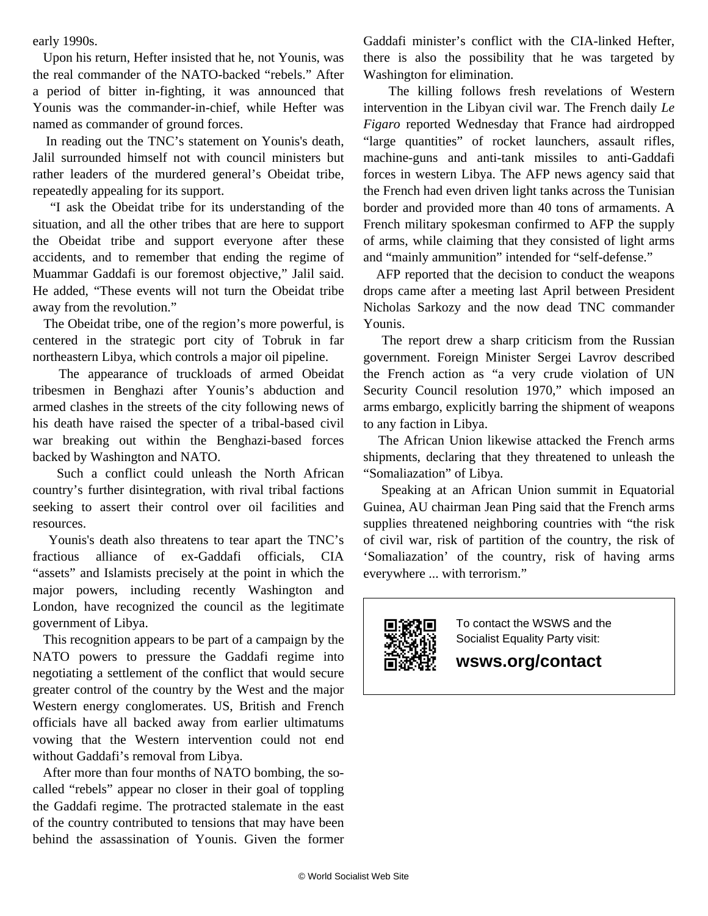early 1990s.

Upon his return, Hefter insisted that he, not Younis, was the real commander of the NATO-backed "rebels." After a period of bitter in-fighting, it was announced that Younis was the commander-in-chief, while Hefter was named as commander of ground forces.

In reading out the TNC's statement on Younis's death, Jalil surrounded himself not with council ministers but rather leaders of the murdered general's Obeidat tribe, repeatedly appealing for its support.

"I ask the Obeidat tribe for its understanding of the situation, and all the other tribes that are here to support the Obeidat tribe and support everyone after these accidents, and to remember that ending the regime of Muammar Gaddafi is our foremost objective," Jalil said. He added, "These events will not turn the Obeidat tribe away from the revolution."

The Obeidat tribe, one of the region's more powerful, is centered in the strategic port city of Tobruk in far northeastern Libya, which controls a major oil pipeline.

The appearance of truckloads of armed Obeidat tribesmen in Benghazi after Younis's abduction and armed clashes in the streets of the city following news of his death have raised the specter of a tribal-based civil war breaking out within the Benghazi-based forces backed by Washington and NATO.

Such a conflict could unleash the North African country's further disintegration, with rival tribal factions seeking to assert their control over oil facilities and resources.

Younis's death also threatens to tear apart the TNC's fractious alliance of ex-Gaddafi officials, CIA "assets" and Islamists precisely at the point in which the major powers, including recently Washington and London, have recognized the council as the legitimate government of Libya.

This recognition appears to be part of a campaign by the NATO powers to pressure the Gaddafi regime into negotiating a settlement of the conflict that would secure greater control of the country by the West and the major Western energy conglomerates. US, British and French officials have all backed away from earlier ultimatums vowing that the Western intervention could not end without Gaddafi's removal from Libya.

After more than four months of NATO bombing, the so-called "rebels" appear no closer in their goal of toppling the Gaddafi regime. The protracted stalemate in the east of the country contributed to tensions that may have been behind the assassination of Younis. Given the former Gaddafi minister's conflict with the CIA-linked Hefter, there is also the possibility that he was targeted by Washington for elimination.

The killing follows fresh revelations of Western intervention in the Libyan civil war. The French daily *Le Figaro* reported Wednesday that France had airdropped "large quantities" of rocket launchers, assault rifles, machine-guns and anti-tank missiles to anti-Gaddafi forces in western Libya. The AFP news agency said that the French had even driven light tanks across the Tunisian border and provided more than 40 tons of armaments. A French military spokesman confirmed to AFP the supply of arms, while claiming that they consisted of light arms and "mainly ammunition" intended for "self-defense."

AFP reported that the decision to conduct the weapons drops came after a meeting last April between President Nicholas Sarkozy and the now dead TNC commander Younis.

The report drew a sharp criticism from the Russian government. Foreign Minister Sergei Lavrov described the French action as "a very crude violation of UN Security Council resolution 1970," which imposed an arms embargo, explicitly barring the shipment of weapons to any faction in Libya.

The African Union likewise attacked the French arms shipments, declaring that they threatened to unleash the "Somaliazation" of Libya.

Speaking at an African Union summit in Equatorial Guinea, AU chairman Jean Ping said that the French arms supplies threatened neighboring countries with "the risk of civil war, risk of partition of the country, the risk of 'Somaliazation' of the country, risk of having arms everywhere ... with terrorism."

To contact the WSWS and the Socialist Equality Party visit:

**wsws.org/contact**